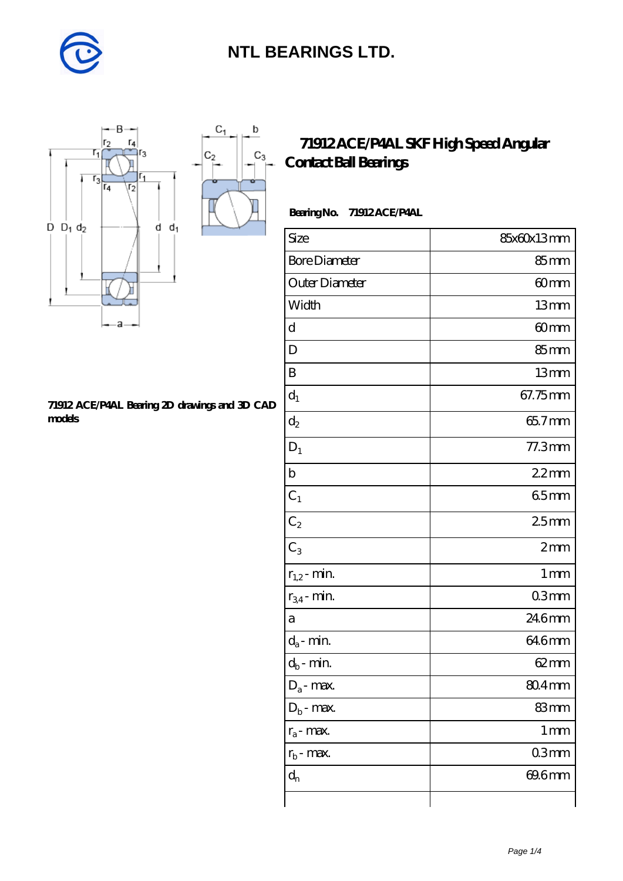# NTL BEARINGS LTD.

## 71912 ACE/P4AL SKF High Speed Angular Contact Ball Bearings

**Bearing No. 71912 ACE/P4AL**

| Size | 85x60x13 mm |
|---|---|
| Bore Diameter | 85 mm |
| Outer Diameter | 60 mm |
| Width | 13 mm |
| d | 60 mm |
| D | 85 mm |
| B | 13 mm |
| $d_1$ | 67.75 mm |
| $d_2$ | 65.7 mm |
| $D_1$ | 77.3 mm |
| b | 2.2 mm |
| $C_1$ | 6.5 mm |
| $C_2$ | 2.5 mm |
| $C_3$ | 2 mm |
| $r_{1,2}$ - min. | 1 mm |
| $r_{3,4}$ - min. | 0.3 mm |
| a | 24.6 mm |
| $d_a$ - min. | 64.6 mm |
| $d_b$ - min. | 62 mm |
| $D_a$ - max. | 80.4 mm |
| $D_b$ - max. | 83 mm |
| $r_a$ - max. | 1 mm |
| $r_b$ - max. | 0.3 mm |
| $d_n$ | 69.6 mm |

**71912 ACE/P4AL Bearing 2D drawings and 3D CAD models**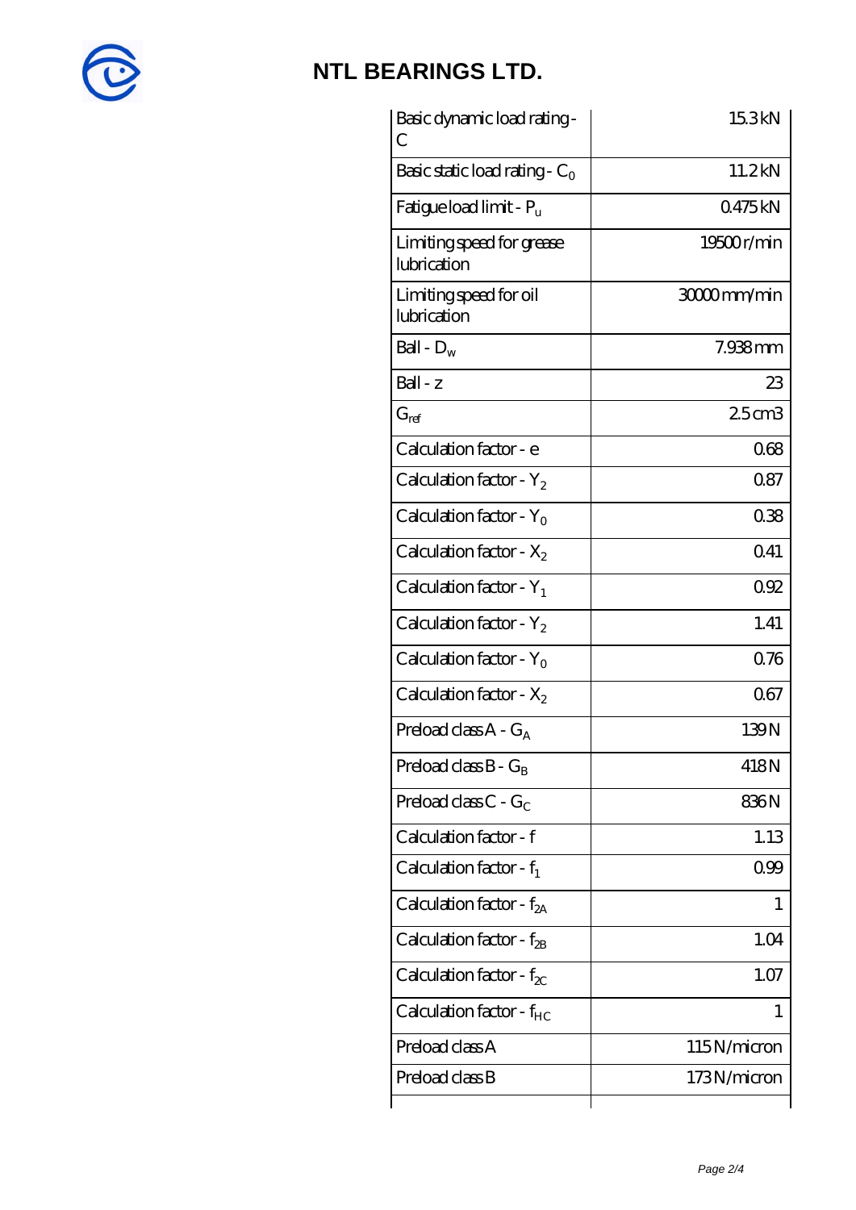# NTL BEARINGS LTD.

| | |
|---|---|
| Basic dynamic load rating - C | 15.3 kN |
| Basic static load rating - $C_0$ | 11.2 kN |
| Fatigue load limit - $P_u$ | 0.475 kN |
| Limiting speed for grease lubrication | 19500 r/min |
| Limiting speed for oil lubrication | 30000 mm/min |
| Ball - $D_w$ | 7.938 mm |
| Ball - z | 23 |
| $G_{ref}$ | 2.5 cm3 |
| Calculation factor - e | 0.68 |
| Calculation factor - $Y_2$ | 0.87 |
| Calculation factor - $Y_0$ | 0.38 |
| Calculation factor - $X_2$ | 0.41 |
| Calculation factor - $Y_1$ | 0.92 |
| Calculation factor - $Y_2$ | 1.41 |
| Calculation factor - $Y_0$ | 0.76 |
| Calculation factor - $X_2$ | 0.67 |
| Preload class A - $G_A$ | 139 N |
| Preload class B - $G_B$ | 418 N |
| Preload class C - $G_C$ | 836 N |
| Calculation factor - f | 1.13 |
| Calculation factor - $f_1$ | 0.99 |
| Calculation factor - $f_{2A}$ | 1 |
| Calculation factor - $f_{2B}$ | 1.04 |
| Calculation factor - $f_{2C}$ | 1.07 |
| Calculation factor - $f_{HC}$ | 1 |
| Preload class A | 115 N/micron |
| Preload class B | 173 N/micron |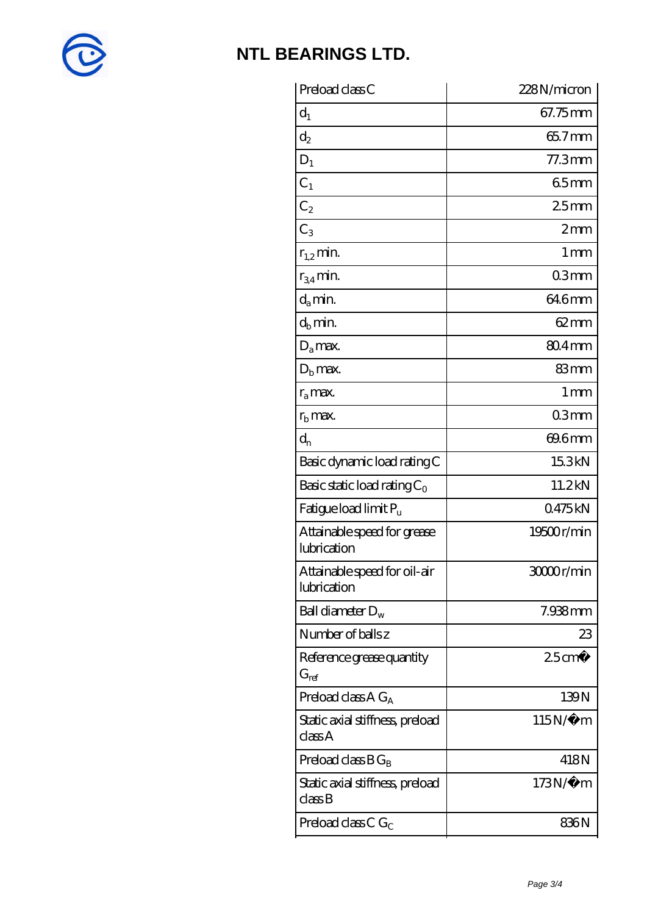# NTL BEARINGS LTD.

| Preload class C | 228 N/micron |
|---|---|
| $d_1$ | 67.75 mm |
| $d_2$ | 65.7 mm |
| $D_1$ | 77.3 mm |
| $C_1$ | 6.5 mm |
| $C_2$ | 2.5 mm |
| $C_3$ | 2 mm |
| $r_{1,2}$ min. | 1 mm |
| $r_{3,4}$ min. | 0.3 mm |
| $d_a$ min. | 64.6 mm |
| $d_b$ min. | 62 mm |
| $D_a$ max. | 80.4 mm |
| $D_b$ max. | 83 mm |
| $r_a$ max. | 1 mm |
| $r_b$ max. | 0.3 mm |
| $d_n$ | 69.6 mm |
| Basic dynamic load rating C | 15.3 kN |
| Basic static load rating $C_0$ | 11.2 kN |
| Fatigue load limit $P_u$ | 0.475 kN |
| Attainable speed for grease lubrication | 19500 r/min |
| Attainable speed for oil-air lubrication | 30000 r/min |
| Ball diameter $D_w$ | 7.938 mm |
| Number of balls z | 23 |
| Reference grease quantity $G_{ref}$ | 2.5 cm� |
| Preload class A $G_A$ | 139 N |
| Static axial stiffness, preload class A | 115 N/�m |
| Preload class B $G_B$ | 418 N |
| Static axial stiffness, preload class B | 173 N/�m |
| Preload class C $G_C$ | 836 N |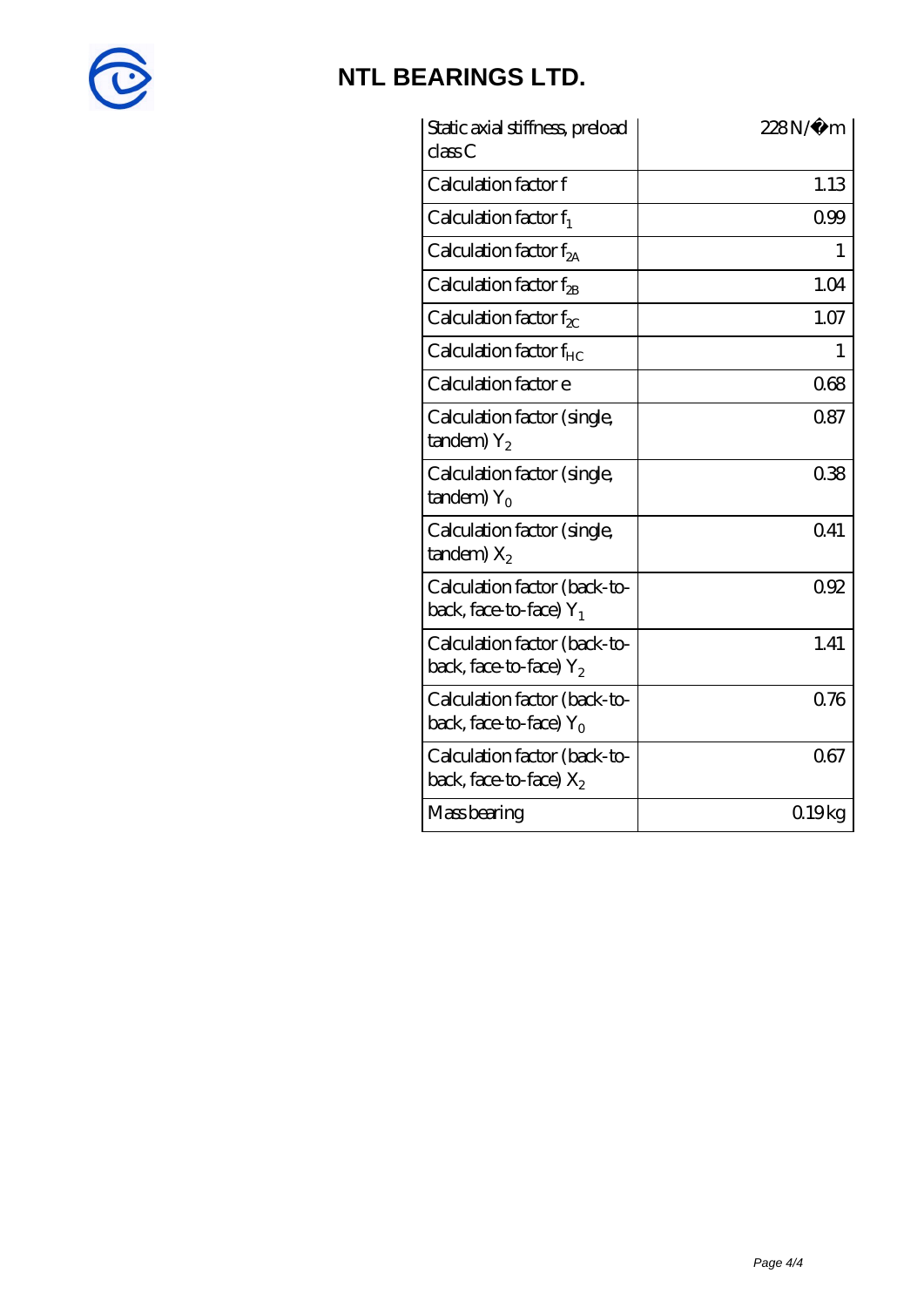## NTL BEARINGS LTD.

| | |
|---|---|
| Static axial stiffness, preload class C | 228 N/�m |
| Calculation factor f | 1.13 |
| Calculation factor $f_1$ | 0.99 |
| Calculation factor $f_{2A}$ | 1 |
| Calculation factor $f_{2B}$ | 1.04 |
| Calculation factor $f_{2C}$ | 1.07 |
| Calculation factor $f_{HC}$ | 1 |
| Calculation factor e | 0.68 |
| Calculation factor (single, tandem) $Y_2$ | 0.87 |
| Calculation factor (single, tandem) $Y_0$ | 0.38 |
| Calculation factor (single, tandem) $X_2$ | 0.41 |
| Calculation factor (back-to-back, face-to-face) $Y_1$ | 0.92 |
| Calculation factor (back-to-back, face-to-face) $Y_2$ | 1.41 |
| Calculation factor (back-to-back, face-to-face) $Y_0$ | 0.76 |
| Calculation factor (back-to-back, face-to-face) $X_2$ | 0.67 |
| Mass bearing | 0.19 kg |